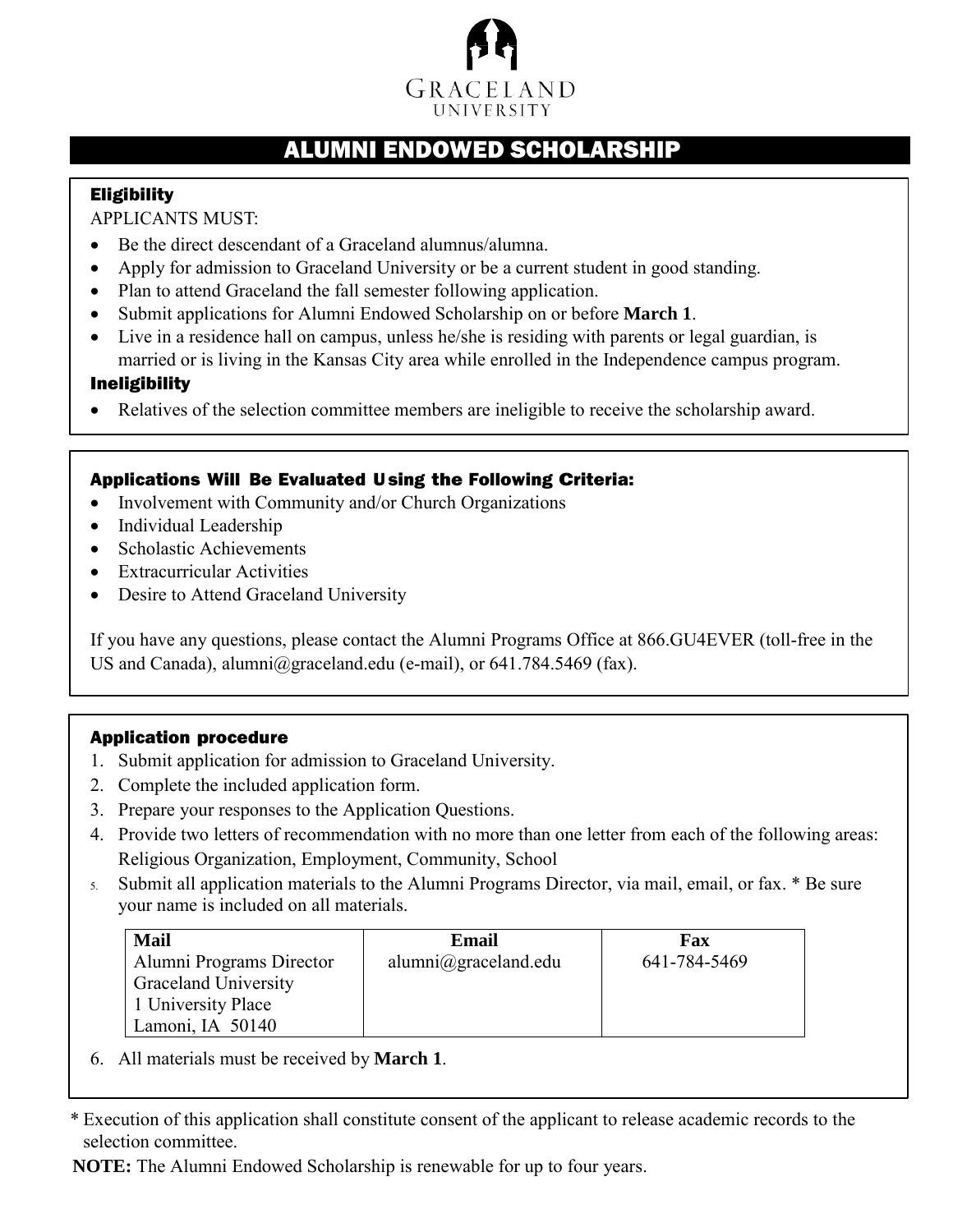GRACELAND UNIVERSITY

# ALUMNI ENDOWED SCHOLARSHIP

## Eligibility

APPLICANTS MUST:

- Be the direct descendant of a Graceland alumnus/alumna.
- Apply for admission to Graceland University or be a current student in good standing.
- Plan to attend Graceland the fall semester following application.
- Submit applications for Alumni Endowed Scholarship on or before **March 1**.
- Live in a residence hall on campus, unless he/she is residing with parents or legal guardian, is married or is living in the Kansas City area while enrolled in the Independence campus program.

## Ineligibility

- Relatives of the selection committee members are ineligible to receive the scholarship award.

## Applications Will Be Evaluated Using the Following Criteria:

- Involvement with Community and/or Church Organizations
- Individual Leadership
- Scholastic Achievements
- Extracurricular Activities
- Desire to Attend Graceland University

If you have any questions, please contact the Alumni Programs Office at 866.GU4EVER (toll-free in the US and Canada), alumni@graceland.edu (e-mail), or 641.784.5469 (fax).

## Application procedure

1. Submit application for admission to Graceland University.
2. Complete the included application form.
3. Prepare your responses to the Application Questions.
4. Provide two letters of recommendation with no more than one letter from each of the following areas: Religious Organization, Employment, Community, School
5. Submit all application materials to the Alumni Programs Director, via mail, email, or fax. * Be sure your name is included on all materials.

| Mail | Email | Fax |
|---|---|---|
| Alumni Programs Director<br>Graceland University<br>1 University Place<br>Lamoni, IA 50140 | alumni@graceland.edu | 641-784-5469 |

6. All materials must be received by **March 1**.

\* Execution of this application shall constitute consent of the applicant to release academic records to the selection committee.

**NOTE:** The Alumni Endowed Scholarship is renewable for up to four years.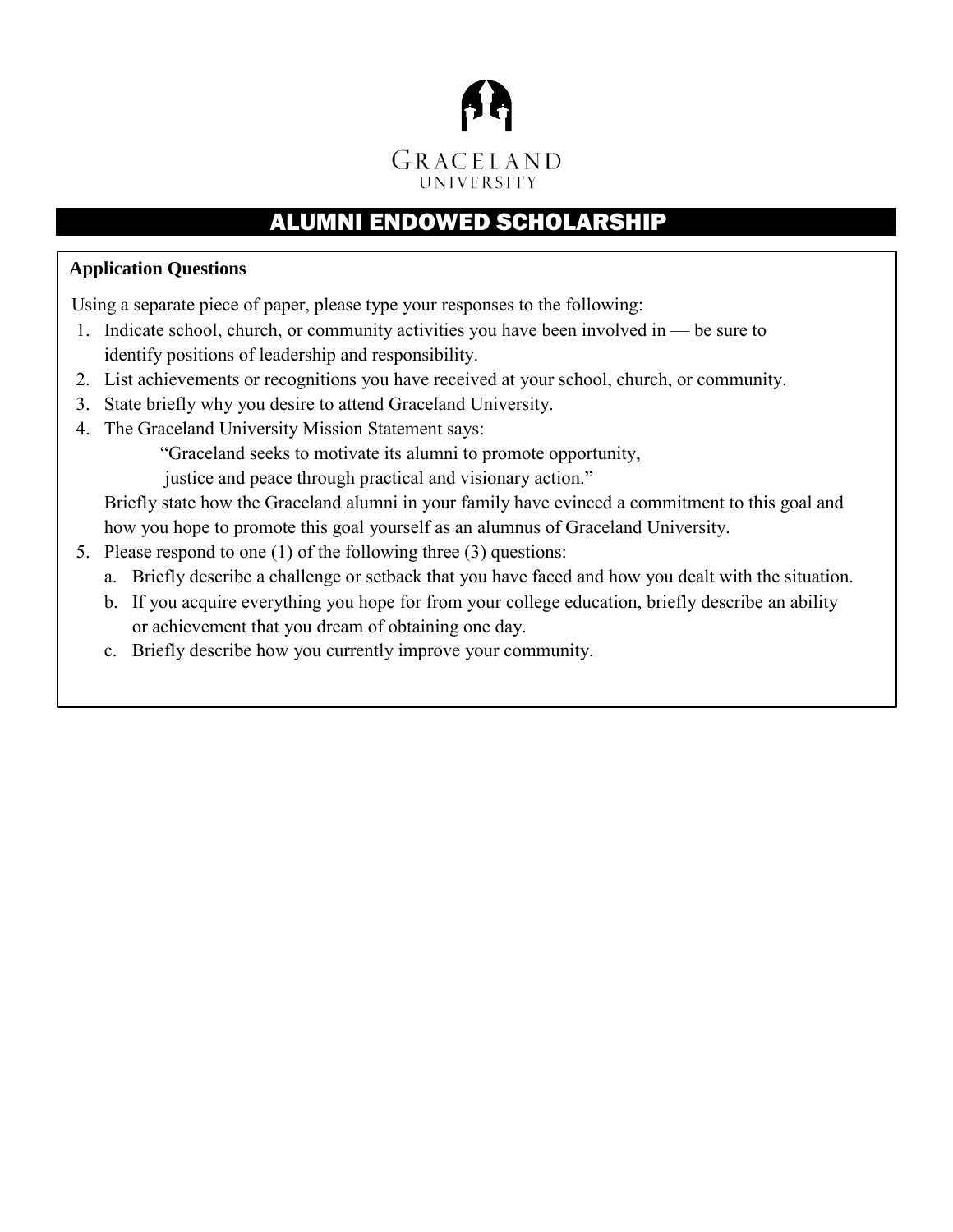GRACELAND
UNIVERSITY

# ALUMNI ENDOWED SCHOLARSHIP

**Application Questions**

Using a separate piece of paper, please type your responses to the following:

1. Indicate school, church, or community activities you have been involved in — be sure to identify positions of leadership and responsibility.
2. List achievements or recognitions you have received at your school, church, or community.
3. State briefly why you desire to attend Graceland University.
4. The Graceland University Mission Statement says:

   "Graceland seeks to motivate its alumni to promote opportunity, justice and peace through practical and visionary action."

   Briefly state how the Graceland alumni in your family have evinced a commitment to this goal and how you hope to promote this goal yourself as an alumnus of Graceland University.
5. Please respond to one (1) of the following three (3) questions:
   a. Briefly describe a challenge or setback that you have faced and how you dealt with the situation.
   b. If you acquire everything you hope for from your college education, briefly describe an ability or achievement that you dream of obtaining one day.
   c. Briefly describe how you currently improve your community.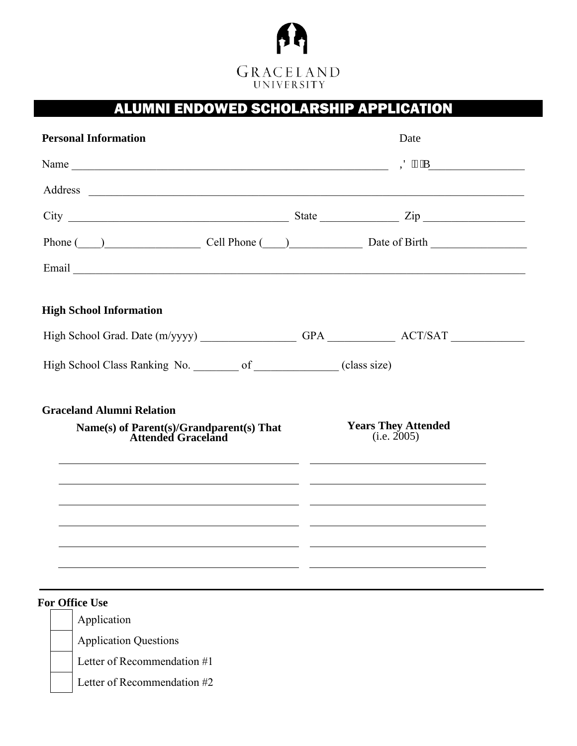GRACELAND
UNIVERSITY

# ALUMNI ENDOWED SCHOLARSHIP APPLICATION

**Personal Information** Date

Name ____________________________________________________________ ,' B_________________

Address ________________________________________________________________________________

City ________________________________________ State ______________ Zip __________________

Phone (____)_________________ Cell Phone (____)_____________ Date of Birth _________________

Email __________________________________________________________________________________

**High School Information**

High School Grad. Date (m/yyyy) _________________ GPA ____________ ACT/SAT _____________

High School Class Ranking No. ________ of ______________ (class size)

**Graceland Alumni Relation**

| **Name(s) of Parent(s)/Grandparent(s) That Attended Graceland** | **Years They Attended** (i.e. 2005) |
|---|---|
| | |
| | |
| | |
| | |
| | |
| | |

**For Office Use**

- [ ] Application
- [ ] Application Questions
- [ ] Letter of Recommendation #1
- [ ] Letter of Recommendation #2